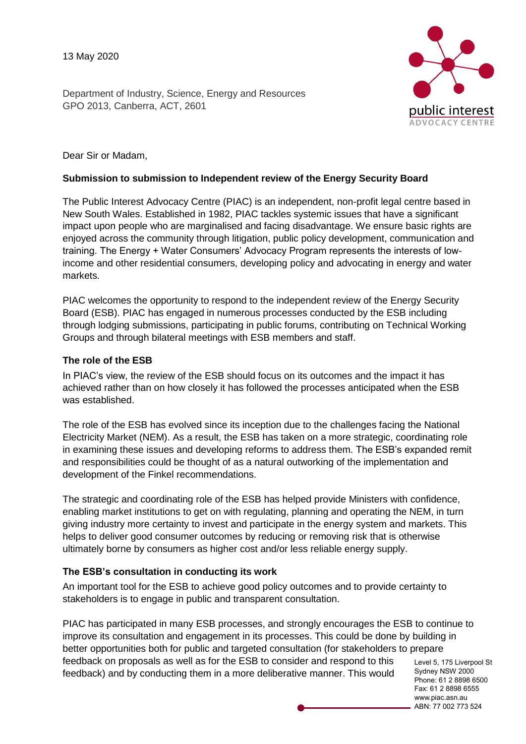13 May 2020

Department of Industry, Science, Energy and Resources
GPO 2013, Canberra, ACT, 2601

Dear Sir or Madam,

**Submission to submission to Independent review of the Energy Security Board**

The Public Interest Advocacy Centre (PIAC) is an independent, non-profit legal centre based in New South Wales. Established in 1982, PIAC tackles systemic issues that have a significant impact upon people who are marginalised and facing disadvantage. We ensure basic rights are enjoyed across the community through litigation, public policy development, communication and training. The Energy + Water Consumers' Advocacy Program represents the interests of low-income and other residential consumers, developing policy and advocating in energy and water markets.

PIAC welcomes the opportunity to respond to the independent review of the Energy Security Board (ESB). PIAC has engaged in numerous processes conducted by the ESB including through lodging submissions, participating in public forums, contributing on Technical Working Groups and through bilateral meetings with ESB members and staff.

## The role of the ESB

In PIAC's view, the review of the ESB should focus on its outcomes and the impact it has achieved rather than on how closely it has followed the processes anticipated when the ESB was established.

The role of the ESB has evolved since its inception due to the challenges facing the National Electricity Market (NEM). As a result, the ESB has taken on a more strategic, coordinating role in examining these issues and developing reforms to address them. The ESB's expanded remit and responsibilities could be thought of as a natural outworking of the implementation and development of the Finkel recommendations.

The strategic and coordinating role of the ESB has helped provide Ministers with confidence, enabling market institutions to get on with regulating, planning and operating the NEM, in turn giving industry more certainty to invest and participate in the energy system and markets. This helps to deliver good consumer outcomes by reducing or removing risk that is otherwise ultimately borne by consumers as higher cost and/or less reliable energy supply.

## The ESB's consultation in conducting its work

An important tool for the ESB to achieve good policy outcomes and to provide certainty to stakeholders is to engage in public and transparent consultation.

PIAC has participated in many ESB processes, and strongly encourages the ESB to continue to improve its consultation and engagement in its processes. This could be done by building in better opportunities both for public and targeted consultation (for stakeholders to prepare feedback on proposals as well as for the ESB to consider and respond to this feedback) and by conducting them in a more deliberative manner. This would

Level 5, 175 Liverpool St
Sydney NSW 2000
Phone: 61 2 8898 6500
Fax: 61 2 8898 6555
www.piac.asn.au
ABN: 77 002 773 524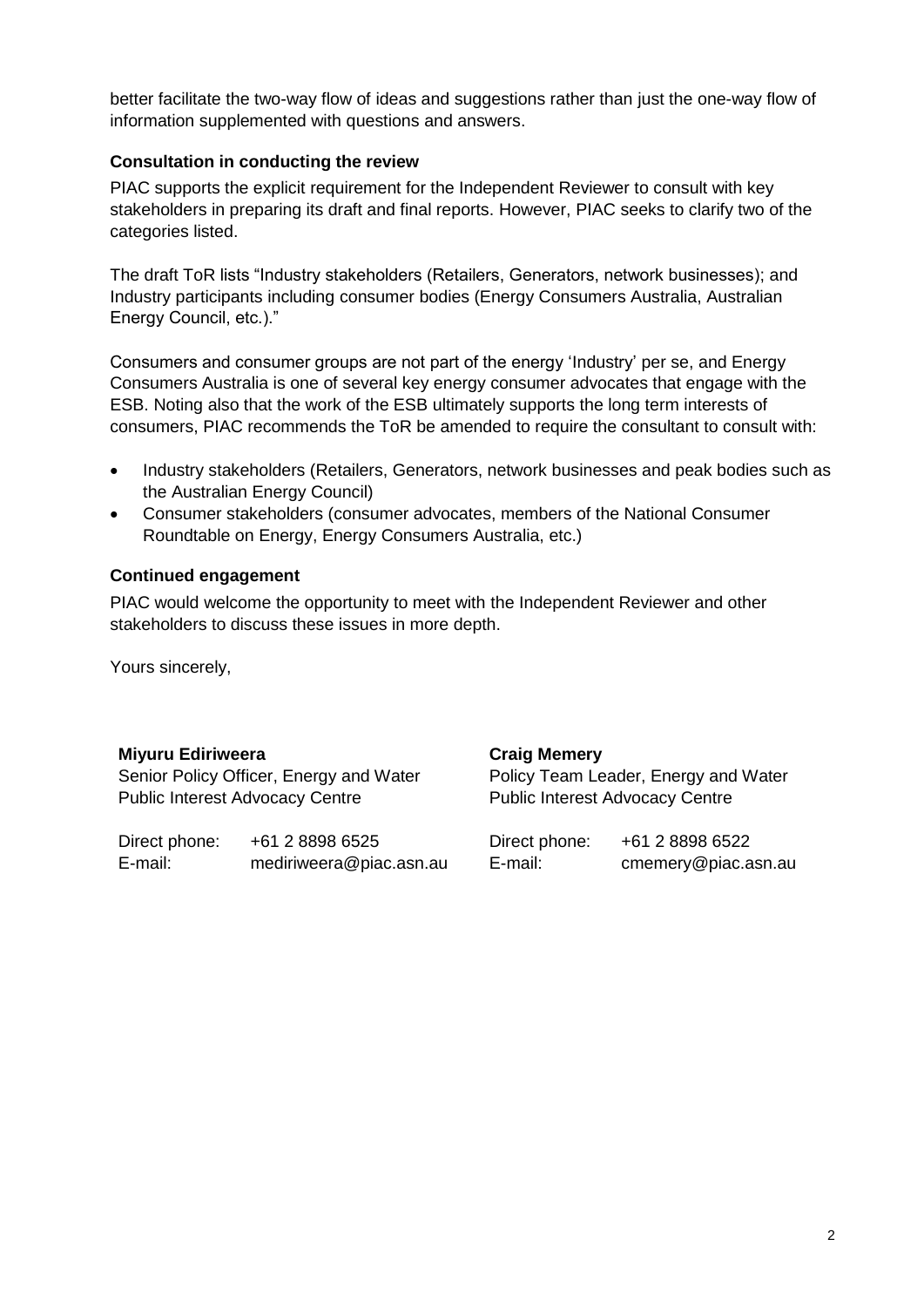better facilitate the two-way flow of ideas and suggestions rather than just the one-way flow of information supplemented with questions and answers.

**Consultation in conducting the review**

PIAC supports the explicit requirement for the Independent Reviewer to consult with key stakeholders in preparing its draft and final reports. However, PIAC seeks to clarify two of the categories listed.

The draft ToR lists "Industry stakeholders (Retailers, Generators, network businesses); and Industry participants including consumer bodies (Energy Consumers Australia, Australian Energy Council, etc.)."

Consumers and consumer groups are not part of the energy 'Industry' per se, and Energy Consumers Australia is one of several key energy consumer advocates that engage with the ESB. Noting also that the work of the ESB ultimately supports the long term interests of consumers, PIAC recommends the ToR be amended to require the consultant to consult with:

- Industry stakeholders (Retailers, Generators, network businesses and peak bodies such as the Australian Energy Council)
- Consumer stakeholders (consumer advocates, members of the National Consumer Roundtable on Energy, Energy Consumers Australia, etc.)

**Continued engagement**

PIAC would welcome the opportunity to meet with the Independent Reviewer and other stakeholders to discuss these issues in more depth.

Yours sincerely,

**Miyuru Ediriweera**
Senior Policy Officer, Energy and Water
Public Interest Advocacy Centre

Direct phone: +61 2 8898 6525
E-mail: mediriweera@piac.asn.au

**Craig Memery**
Policy Team Leader, Energy and Water
Public Interest Advocacy Centre

Direct phone: +61 2 8898 6522
E-mail: cmemery@piac.asn.au